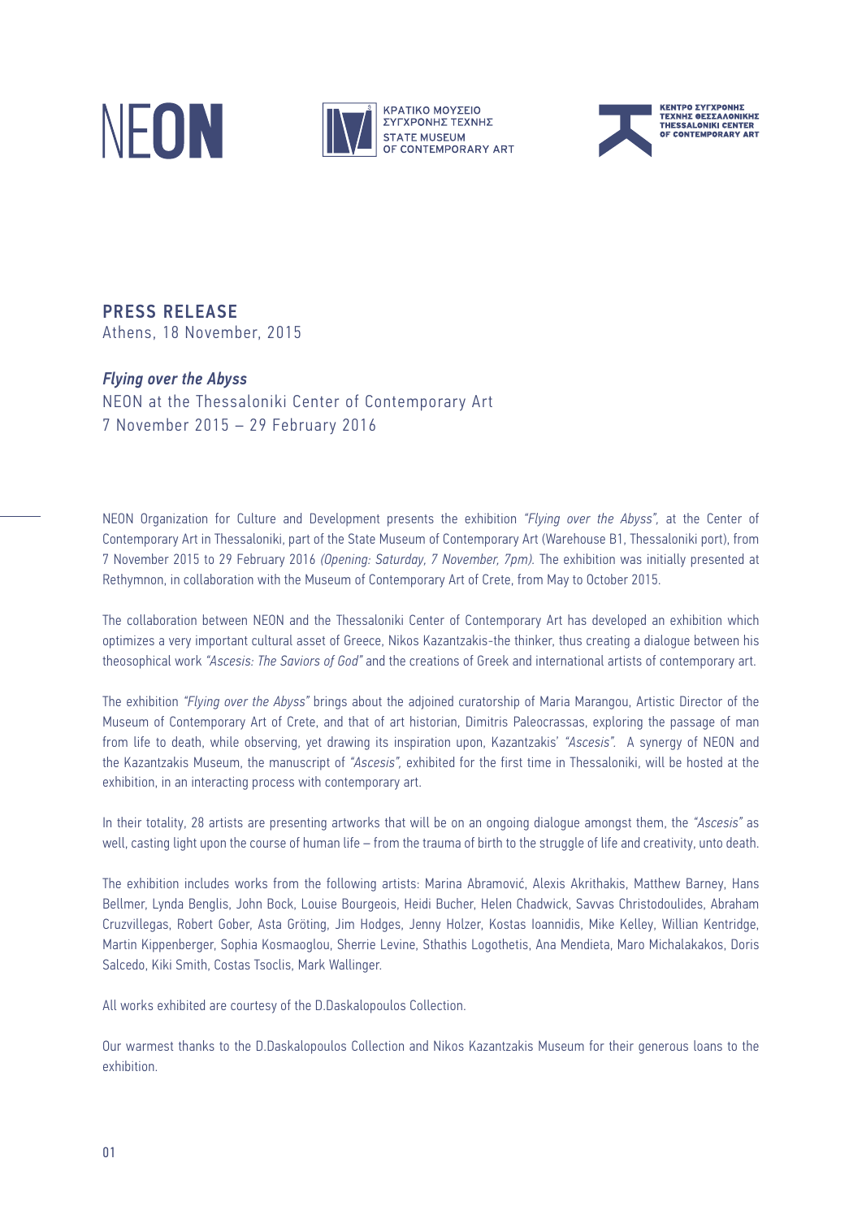NEON

ΚΡΑΤΙΚΟ ΜΟΥΣΕΙΟ ΣΥΓΧΡΟΝΗΣ ΤΕΧΝΗΣ
STATE MUSEUM OF CONTEMPORARY ART

ΚΕΝΤΡΟ ΣΥΓΧΡΟΝΗΣ ΤΕΧΝΗΣ ΘΕΣΣΑΛΟΝΙΚΗΣ
THESSALONIKI CENTER OF CONTEMPORARY ART

## PRESS RELEASE

Athens, 18 November, 2015

***Flying over the Abyss***

NEON at the Thessaloniki Center of Contemporary Art

7 November 2015 – 29 February 2016

NEON Organization for Culture and Development presents the exhibition *"Flying over the Abyss"*, at the Center of Contemporary Art in Thessaloniki, part of the State Museum of Contemporary Art (Warehouse B1, Thessaloniki port), from 7 November 2015 to 29 February 2016 *(Opening: Saturday, 7 November, 7pm)*. The exhibition was initially presented at Rethymnon, in collaboration with the Museum of Contemporary Art of Crete, from May to October 2015.

The collaboration between NEON and the Thessaloniki Center of Contemporary Art has developed an exhibition which optimizes a very important cultural asset of Greece, Nikos Kazantzakis-the thinker, thus creating a dialogue between his theosophical work *"Ascesis: The Saviors of God"* and the creations of Greek and international artists of contemporary art.

The exhibition *"Flying over the Abyss"* brings about the adjoined curatorship of Maria Marangou, Artistic Director of the Museum of Contemporary Art of Crete, and that of art historian, Dimitris Paleocrassas, exploring the passage of man from life to death, while observing, yet drawing its inspiration upon, Kazantzakis' *"Ascesis"*. A synergy of NEON and the Kazantzakis Museum, the manuscript of *"Ascesis"*, exhibited for the first time in Thessaloniki, will be hosted at the exhibition, in an interacting process with contemporary art.

In their totality, 28 artists are presenting artworks that will be on an ongoing dialogue amongst them, the *"Ascesis"* as well, casting light upon the course of human life – from the trauma of birth to the struggle of life and creativity, unto death.

The exhibition includes works from the following artists: Marina Abramović, Alexis Akrithakis, Matthew Barney, Hans Bellmer, Lynda Benglis, John Bock, Louise Bourgeois, Heidi Bucher, Helen Chadwick, Savvas Christodoulides, Abraham Cruzvillegas, Robert Gober, Asta Gröting, Jim Hodges, Jenny Holzer, Kostas Ioannidis, Mike Kelley, Willian Kentridge, Martin Kippenberger, Sophia Kosmaoglou, Sherrie Levine, Sthathis Logothetis, Ana Mendieta, Maro Michalakakos, Doris Salcedo, Kiki Smith, Costas Tsoclis, Mark Wallinger.

All works exhibited are courtesy of the D.Daskalopoulos Collection.

Our warmest thanks to the D.Daskalopoulos Collection and Nikos Kazantzakis Museum for their generous loans to the exhibition.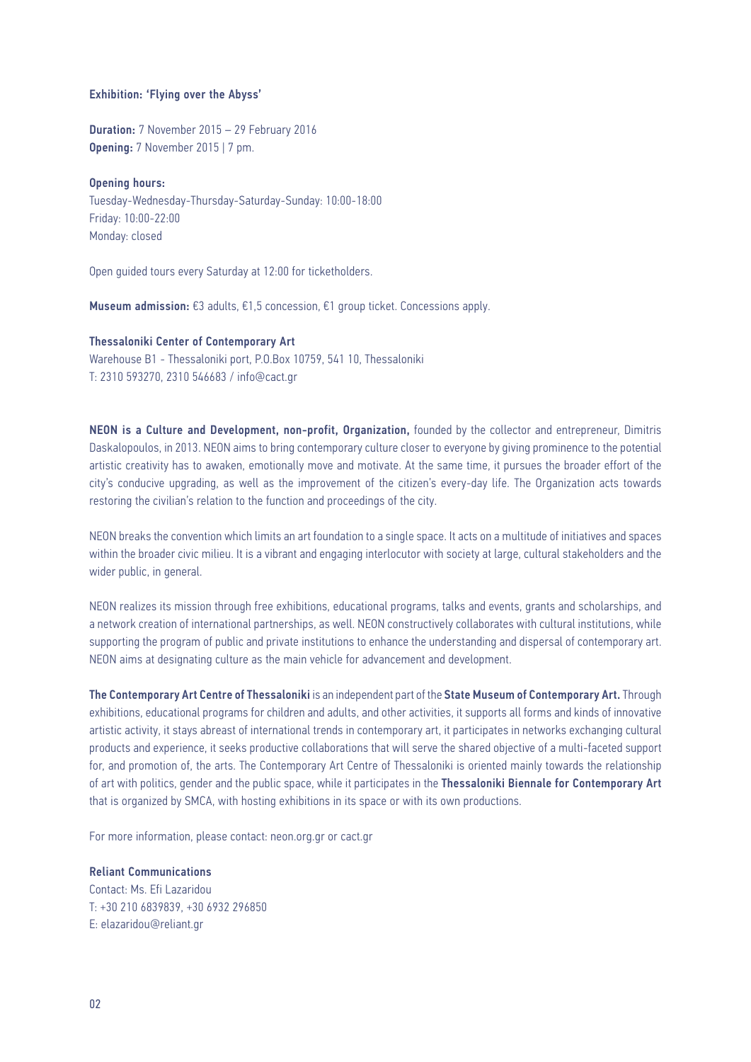**Exhibition: 'Flying over the Abyss'**

**Duration:** 7 November 2015 – 29 February 2016
**Opening:** 7 November 2015 | 7 pm.

**Opening hours:**
Tuesday-Wednesday-Thursday-Saturday-Sunday: 10:00-18:00
Friday: 10:00-22:00
Monday: closed

Open guided tours every Saturday at 12:00 for ticketholders.

**Museum admission:** €3 adults, €1,5 concession, €1 group ticket. Concessions apply.

**Thessaloniki Center of Contemporary Art**
Warehouse B1 - Thessaloniki port, P.O.Box 10759, 541 10, Thessaloniki
T: 2310 593270, 2310 546683 / info@cact.gr

**NEON is a Culture and Development, non-profit, Organization,** founded by the collector and entrepreneur, Dimitris Daskalopoulos, in 2013. NEON aims to bring contemporary culture closer to everyone by giving prominence to the potential artistic creativity has to awaken, emotionally move and motivate. At the same time, it pursues the broader effort of the city's conducive upgrading, as well as the improvement of the citizen's every-day life. The Organization acts towards restoring the civilian's relation to the function and proceedings of the city.

NEON breaks the convention which limits an art foundation to a single space. It acts on a multitude of initiatives and spaces within the broader civic milieu. It is a vibrant and engaging interlocutor with society at large, cultural stakeholders and the wider public, in general.

NEON realizes its mission through free exhibitions, educational programs, talks and events, grants and scholarships, and a network creation of international partnerships, as well. NEON constructively collaborates with cultural institutions, while supporting the program of public and private institutions to enhance the understanding and dispersal of contemporary art. NEON aims at designating culture as the main vehicle for advancement and development.

**The Contemporary Art Centre of Thessaloniki** is an independent part of the **State Museum of Contemporary Art.** Through exhibitions, educational programs for children and adults, and other activities, it supports all forms and kinds of innovative artistic activity, it stays abreast of international trends in contemporary art, it participates in networks exchanging cultural products and experience, it seeks productive collaborations that will serve the shared objective of a multi-faceted support for, and promotion of, the arts. The Contemporary Art Centre of Thessaloniki is oriented mainly towards the relationship of art with politics, gender and the public space, while it participates in the **Thessaloniki Biennale for Contemporary Art** that is organized by SMCA, with hosting exhibitions in its space or with its own productions.

For more information, please contact: neon.org.gr or cact.gr

**Reliant Communications**
Contact: Ms. Efi Lazaridou
T: +30 210 6839839, +30 6932 296850
E: elazaridou@reliant.gr